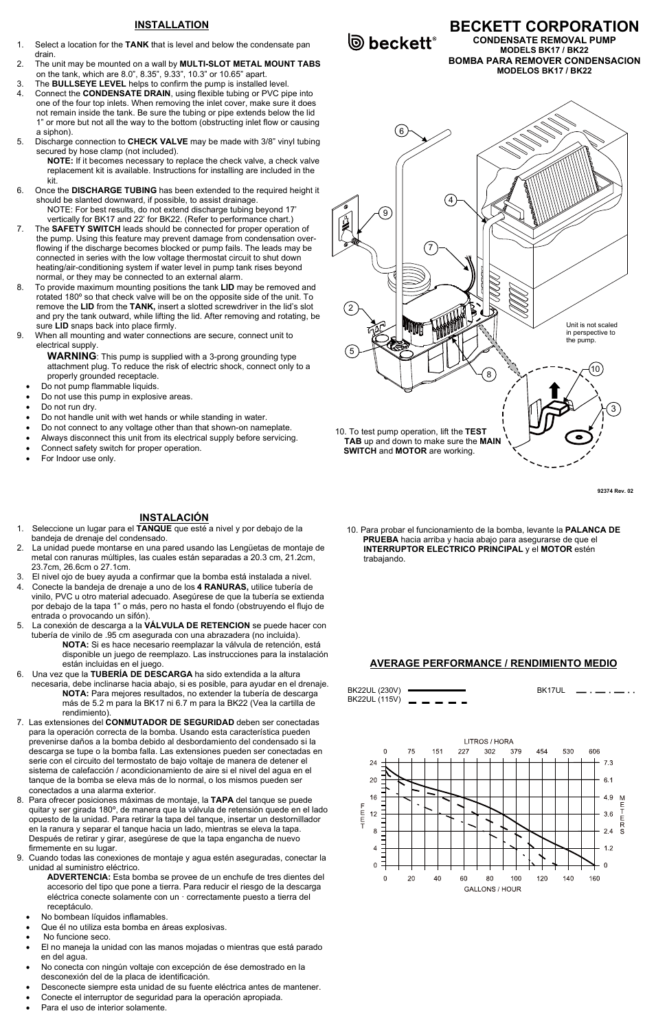# BECKETT CORPORATION

**CONDENSATE REMOVAL PUMP**
**MODELS BK17 / BK22**
**BOMBA PARA REMOVER CONDENSACION**
**MODELOS BK17 / BK22**

## INSTALLATION

1. Select a location for the **TANK** that is level and below the condensate pan drain.
2. The unit may be mounted on a wall by **MULTI-SLOT METAL MOUNT TABS** on the tank, which are 8.0", 8.35", 9.33", 10.3" or 10.65" apart.
3. The **BULLSEYE LEVEL** helps to confirm the pump is installed level.
4. Connect the **CONDENSATE DRAIN**, using flexible tubing or PVC pipe into one of the four top inlets. When removing the inlet cover, make sure it does not remain inside the tank. Be sure the tubing or pipe extends below the lid 1" or more but not all the way to the bottom (obstructing inlet flow or causing a siphon).
5. Discharge connection to **CHECK VALVE** may be made with 3/8" vinyl tubing secured by hose clamp (not included).
   **NOTE:** If it becomes necessary to replace the check valve, a check valve replacement kit is available. Instructions for installing are included in the kit.
6. Once the **DISCHARGE TUBING** has been extended to the required height it should be slanted downward, if possible, to assist drainage.
   NOTE: For best results, do not extend discharge tubing beyond 17' vertically for BK17 and 22' for BK22. (Refer to performance chart.)
7. The **SAFETY SWITCH** leads should be connected for proper operation of the pump. Using this feature may prevent damage from condensation over-flowing if the discharge becomes blocked or pump fails. The leads may be connected in series with the low voltage thermostat circuit to shut down heating/air-conditioning system if water level in pump tank rises beyond normal, or they may be connected to an external alarm.
8. To provide maximum mounting positions the tank **LID** may be removed and rotated 180º so that check valve will be on the opposite side of the unit. To remove the **LID** from the **TANK,** insert a slotted screwdriver in the lid's slot and pry the tank outward, while lifting the lid. After removing and rotating, be sure **LID** snaps back into place firmly.
9. When all mounting and water connections are secure, connect unit to electrical supply.
   **WARNING**: This pump is supplied with a 3-prong grounding type attachment plug. To reduce the risk of electric shock, connect only to a properly grounded receptacle.

- Do not pump flammable liquids.
- Do not use this pump in explosive areas.
- Do not run dry.
- Do not handle unit with wet hands or while standing in water.
- Do not connect to any voltage other than that shown-on nameplate.
- Always disconnect this unit from its electrical supply before servicing.
- Connect safety switch for proper operation.
- For Indoor use only.

10. To test pump operation, lift the **TEST TAB** up and down to make sure the **MAIN SWITCH** and **MOTOR** are working.

Unit is not scaled in perspective to the pump.

92374 Rev. 02

## INSTALACIÓN

1. Seleccione un lugar para el **TANQUE** que esté a nivel y por debajo de la bandeja de drenaje del condensado.
2. La unidad puede montarse en una pared usando las Lengüetas de montaje de metal con ranuras múltiples, las cuales están separadas a 20.3 cm, 21.2cm, 23.7cm, 26.6cm o 27.1cm.
3. El nivel ojo de buey ayuda a confirmar que la bomba está instalada a nivel.
4. Conecte la bandeja de drenaje a uno de los **4 RANURAS,** utilice tubería de vinilo, PVC u otro material adecuado. Asegúrese de que la tubería se extienda por debajo de la tapa 1" o más, pero no hasta el fondo (obstruyendo el flujo de entrada o provocando un sifón).
5. La conexión de descarga a la **VÁLVULA DE RETENCION** se puede hacer con tubería de vinilo de .95 cm asegurada con una abrazadera (no incluida).
   **NOTA:** Si es hace necesario reemplazar la válvula de retención, está disponible un juego de reemplazo. Las instrucciones para la instalación están incluidas en el juego.
6. Una vez que la **TUBERÍA DE DESCARGA** ha sido extendida a la altura necesaria, debe inclinarse hacia abajo, si es posible, para ayudar en el drenaje.
   **NOTA:** Para mejores resultados, no extender la tubería de descarga más de 5.2 m para la BK17 ni 6.7 m para la BK22 (Vea la cartilla de rendimiento).
7. Las extensiones del **CONMUTADOR DE SEGURIDAD** deben ser conectadas para la operación correcta de la bomba. Usando esta característica pueden prevenirse daños a la bomba debido al desbordamiento del condensado si la descarga se tupe o la bomba falla. Las extensiones pueden ser conectadas en serie con el circuito del termostato de bajo voltaje de manera de detener el sistema de calefacción / acondicionamiento de aire si el nivel del agua en el tanque de la bomba se eleva más de lo normal, o los mismos pueden ser conectados a una alarma exterior.
8. Para ofrecer posiciones máximas de montaje, la **TAPA** del tanque se puede quitar y ser girada 180º, de manera que la válvula de retensión quede en el lado opuesto de la unidad. Para retirar la tapa del tanque, insertar un destornillador en la ranura y separar el tanque hacia un lado, mientras se eleva la tapa. Después de retirar y girar, asegúrese de que la tapa enganche de nuevo firmemente en su lugar.
9. Cuando todas las conexiones de montaje y agua estén aseguradas, conectar la unidad al suministro eléctrico.
   **ADVERTENCIA:** Esta bomba se provee de un enchufe de tres dientes del accesorio del tipo que pone a tierra. Para reducir el riesgo de la descarga eléctrica conecte solamente con un · correctamente puesto a tierra del receptáculo.

- No bombean líquidos inflamables.
- Que él no utiliza esta bomba en áreas explosivas.
- No funcione seco.
- El no maneja la unidad con las manos mojadas o mientras que está parado en el agua.
- No conecta con ningún voltaje con excepción de ése demostrado en la desconexión del de la placa de identificación.
- Desconecte siempre esta unidad de su fuente eléctrica antes de mantener.
- Conecte el interruptor de seguridad para la operación apropiada.
- Para el uso de interior solamente.

10. Para probar el funcionamiento de la bomba, levante la **PALANCA DE PRUEBA** hacia arriba y hacia abajo para asegurarse de que el **INTERRUPTOR ELECTRICO PRINCIPAL** y el **MOTOR** estén trabajando.

## AVERAGE PERFORMANCE / RENDIMIENTO MEDIO

BK22UL (230V) ——— BK22UL (115V) – – – – BK17UL — · — · —

LITROS / HORA: 0, 75, 151, 227, 302, 379, 454, 530, 606

FEET: 0, 4, 8, 12, 16, 20, 24

METERS: 0, 1.2, 2.4, 3.6, 4.9, 6.1, 7.3

GALLONS / HOUR: 0, 20, 40, 60, 80, 100, 120, 140, 160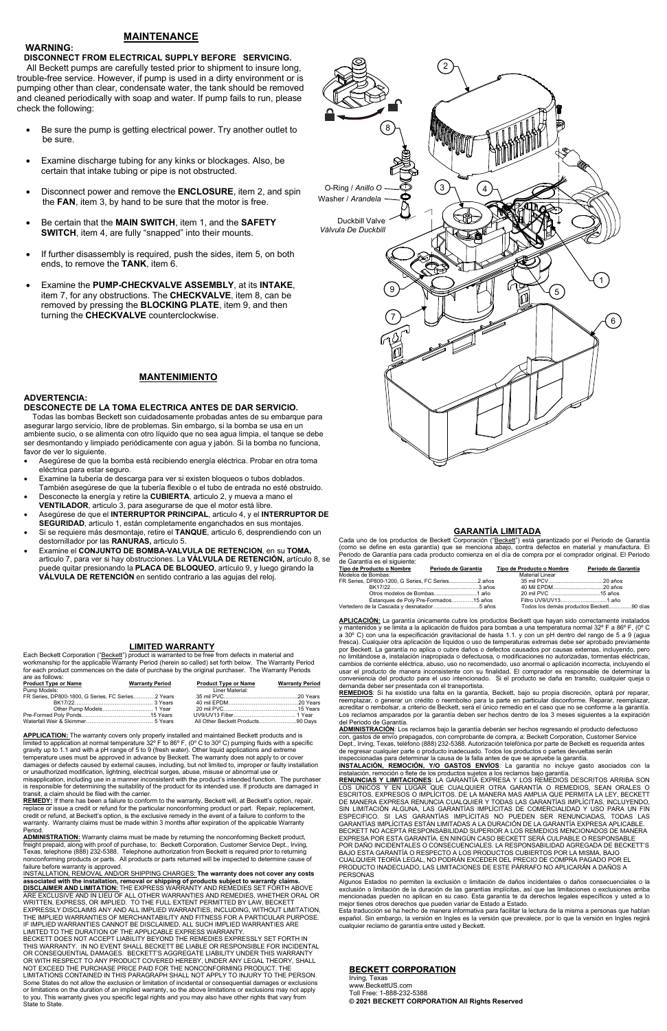## MAINTENANCE

**WARNING:**

**DISCONNECT FROM ELECTRICAL SUPPLY BEFORE SERVICING.**

All Beckett pumps are carefully tested prior to shipment to insure long, trouble-free service. However, if pump is used in a dirty environment or is pumping other than clear, condensate water, the tank should be removed and cleaned periodically with soap and water. If pump fails to run, please check the following:

- Be sure the pump is getting electrical power. Try another outlet to be sure.
- Examine discharge tubing for any kinks or blockages. Also, be certain that intake tubing or pipe is not obstructed.
- Disconnect power and remove the **ENCLOSURE**, item 2, and spin the **FAN**, item 3, by hand to be sure that the motor is free.
- Be certain that the **MAIN SWITCH**, item 1, and the **SAFETY SWITCH**, item 4, are fully "snapped" into their mounts.
- If further disassembly is required, push the sides, item 5, on both ends, to remove the **TANK**, item 6.
- Examine the **PUMP-CHECKVALVE ASSEMBLY**, at its **INTAKE**, item 7, for any obstructions. The **CHECKVALVE**, item 8, can be removed by pressing the **BLOCKING PLATE**, item 9, and then turning the **CHECKVALVE** counterclockwise.

2
8
O-Ring / *Anillo O*
Washer / *Arandela*
3
4
Duckbill Valve
*Válvula De Duckbill*
9
5
1
7
6

## MANTENIMIENTO

**ADVERTENCIA:**

**DESCONECTE DE LA TOMA ELECTRICA ANTES DE DAR SERVICIO.**

Todas las bombas Beckett son cuidadosamente probadas antes de su embarque para asegurar largo servicio, libre de problemas. Sin embargo, si la bomba se usa en un ambiente sucio, o se alimenta con otro líquido que no sea agua limpia, el tanque se debe ser desmontando y limpiado periódicamente con agua y jabón. Si la bomba no funciona, favor de ver lo siguiente.

- Asegúrese de que la bomba está recibiendo energía eléctrica. Probar en otra toma eléctrica para estar seguro.
- Examine la tubería de descarga para ver si existen bloqueos o tubos doblados. También asegúrese de que la tubería flexible o el tubo de entrada no esté obstruido.
- Desconecte la energía y retire la **CUBIERTA**, articulo 2, y mueva a mano el **VENTILADOR**, articulo 3, para asegurarse de que el motor está libre.
- Asegúrese de que el **INTERRUPTOR PRINCIPAL**, articulo 4, y el **INTERRUPTOR DE SEGURIDAD**, articulo 1, están completamente enganchados en sus montajes.
- Si se requiere más desmontaje, retire el **TANQUE**, articulo 6, desprendiendo con un destornillador por las **RANURAS,** articulo 5.
- Examine el **CONJUNTO DE BOMBA-VALVULA DE RETENCION**, en su **TOMA,** articulo 7, para ver si hay obstrucciones. La **VÁLVULA DE RETENCIÓN,** artículo 8, se puede quitar presionando la **PLACA DE BLOQUEO**, artículo 9, y luego girando la **VÁLVULA DE RETENCIÓN** en sentido contrario a las agujas del reloj.

## LIMITED WARRANTY

Each Beckett Corporation ("Beckett") product is warranted to be free from defects in material and workmanship for the applicable Warranty Period (herein so called) set forth below. The Warranty Period for each product commences on the date of purchase by the original purchaser. The Warranty Periods are as follows:

| Product Type or Name | Warranty Period | Product Type or Name | Warranty Period |
|---|---|---|---|
| Pump Models: | | Liner Material: | |
| FR Series, DP800-1800, G Series, FC Series | 2 Years | 35 mil PVC | 20 Years |
| BK17/22 | 3 Years | 40 mil EPDM | 20 Years |
| Other Pump Models | 1 Year | 20 mil PVC | 15 Years |
| Pre-Formed Poly Ponds | 15 Years | UV9/UV13 Filter | 1 Year |
| Waterfall Weir & Skimmer | 5 Years | All Other Beckett Products | 90 Days |

**APPLICATION:** The warranty covers only properly installed and maintained Beckett products and is limited to application at normal temperature 32° F to 86° F, (0° C to 30° C) pumping fluids with a specific gravity up to 1.1 and with a pH range of 5 to 9 (fresh water). Other liquid applications and extreme temperature uses must be approved in advance by Beckett. The warranty does not apply to or cover damages or defects caused by external causes, including, but not limited to, improper or faulty installation or unauthorized modification, lightning, electrical surges, abuse, misuse or abnormal use or misapplication, including use in a manner inconsistent with the product's intended function. The purchaser is responsible for determining the suitability of the product for its intended use. If products are damaged in transit, a claim should be filed with the carrier.

**REMEDY:** If there has been a failure to conform to the warranty, Beckett will, at Beckett's option, repair, replace or issue a credit or refund for the particular nonconforming product or part. Repair, replacement, credit or refund, at Beckett's option, is the exclusive remedy in the event of a failure to conform to the warranty. Warranty claims must be made within 3 months after expiration of the applicable Warranty Period.

**ADMINISTRATION:** Warranty claims must be made by returning the nonconforming Beckett product, freight prepaid, along with proof of purchase, to: Beckett Corporation, Customer Service Dept., Irving, Texas, telephone (888) 232-5388. Telephone authorization from Beckett is required prior to returning nonconforming products or parts. All products or parts returned will be inspected to determine cause of failure before warranty is approved.

INSTALLATION, REMOVAL AND/OR SHIPPING CHARGES: **The warranty does not cover any costs associated with the installation, removal or shipping of products subject to warranty claims.**

**DISCLAIMER AND LIMITATION:** THE EXPRESS WARRANTY AND REMEDIES SET FORTH ABOVE ARE EXCLUSIVE AND IN LIEU OF ALL OTHER WARRANTIES AND REMEDIES, WHETHER ORAL OR WRITTEN, EXPRESS, OR IMPLIED. TO THE FULL EXTENT PERMITTED BY LAW, BECKETT EXPRESSLY DISCLAIMS ANY AND ALL IMPLIED WARRANTIES, INCLUDING, WITHOUT LIMITATION, THE IMPLIED WARRANTIES OF MERCHANTABILITY AND FITNESS FOR A PARTICULAR PURPOSE. IF IMPLIED WARRANTIES CANNOT BE DISCLAIMED, ALL SUCH IMPLIED WARRANTIES ARE LIMITED TO THE DURATION OF THE APPLICABLE EXPRESS WARRANTY.

BECKETT DOES NOT ACCEPT LIABILITY BEYOND THE REMEDIES EXPRESSLY SET FORTH IN THIS WARRANTY. IN NO EVENT SHALL BECKETT BE LIABLE OR RESPONSIBLE FOR INCIDENTAL OR CONSEQUENTIAL DAMAGES. BECKETT'S AGGREGATE LIABILITY UNDER THIS WARRANTY OR WITH RESPECT TO ANY PRODUCT COVERED HEREBY, UNDER ANY LEGAL THEORY, SHALL NOT EXCEED THE PURCHASE PRICE PAID FOR THE NONCONFORMING PRODUCT. THE LIMITATIONS CONTAINED IN THIS PARAGRAPH SHALL NOT APPLY TO INJURY TO THE PERSON. Some States do not allow the exclusion or limitation of incidental or consequential damages or exclusions or limitations on the duration of an implied warranty, so the above limitations or exclusions may not apply to you. This warranty gives you specific legal rights and you may also have other rights that vary from State to State.

## GARANTÍA LIMITADA

Cada uno de los productos de Beckett Corporación ("Beckett") está garantizado por el Periodo de Garantía (como se define en esta garantía) que se menciona abajo, contra defectos en material y manufactura. El Periodo de Garantía para cada producto comienza en el día de compra por el comprador original. El Periodo de Garantía es el siguiente:

| Tipo de Producto o Nombre | Periodo de Garantía | Tipo de Producto o Nombre | Periodo de Garantía |
|---|---|---|---|
| Modelos de Bombas: | | Material Linear | |
| FR Series, DP800-1200, G Series, FC Series | 2 años | 35 mil PVC | 20 años |
| BK17/22 | 3 años | 40 Mil EPDM | 20 años |
| Otros modelos de Bombas | 1 año | 20 mil PVC | 15 años |
| Estanques de Poly Pre-Formados | 15 años | Filtro UV9/UV13 | 1 año |
| Vertedero de la Cascada y desnatador | 5 años | Todos los demás productos Beckett | 90 días |

**APLICACIÓN:** La garantía únicamente cubre los productos Beckett que hayan sido correctamente instalados y mantenidos y se limita a la aplicación de fluidos para bombas a una temperatura normal 32º F a 86º F, (0º C a 30º C) con una la especificación gravitacional de hasta 1.1. y con un pH dentro del rango de 5 a 9 (agua fresca). Cualquier otra aplicación de líquidos o uso de temperaturas extremas debe ser aprobado previamente por Beckett. La garantía no aplica o cubre daños o defectos causados por causas externas, incluyendo, pero no limitándose a, instalación inapropiada o defectuosa, o modificaciones no autorizadas, tormentas eléctricas, cambios de corriente eléctrica, abuso, uso no recomendado, uso anormal o aplicación incorrecta, incluyendo el usar el producto de manera inconsistente con su finalidad. El comprador es responsable de determinar la conveniencia del producto para el uso intencionado. Si el producto se daña en tránsito, cualquier queja o demanda deber ser presentada con el transportista.

**REMEDIOS**: Si ha existido una falta en la garantía, Beckett, bajo su propia discreción, optará por reparar, reemplazar, o generar un crédito o reembolso para la parte en particular disconforme. Reparar, reemplazar, acreditar o rembolsar, a criterio de Beckett, será el único remedio en el caso que no se conforme a la garantía. Los reclamos amparados por la garantía deben ser hechos dentro de los 3 meses siguientes a la expiración del Periodo de Garantía.

**ADMINISTRACIÓN**: Los reclamos bajo la garantía deberán ser hechos regresando el producto defectuoso con, gastos de envío prepagados, con comprobante de compra, a: Beckett Corporation, Customer Service Dept., Irving, Texas, teléfono (888) 232-5388. Autorización telefónica por parte de Beckett es requerida antes de regresar cualquier parte o producto inadecuado. Todos los productos o partes devueltas serán inspeccionadas para determinar la causa de la falla antes de que se apruebe la garantía.

**INSTALACIÓN, REMOCIÓN, Y/O GASTOS ENVÍOS**: La garantía no incluye gasto asociados con la instalación, remoción o flete de los productos sujetos a los reclamos bajo garantía.

**RENUNCIAS Y LIMITACIONES**: LA GARANTÍA EXPRESA Y LOS REMEDIOS DESCRITOS ARRIBA SON LOS ÚNICOS Y EN LUGAR QUE CUALQUIER OTRA GARANTÍA O REMEDIOS, SEAN ORALES O ESCRITOS, EXPRESOS O IMPLÍCITOS. DE LA MANERA MAS AMPLIA QUE PERMITA LA LEY, BECKETT DE MANERA EXPRESA RENUNCIA CUALQUIER Y TODAS LAS GARANTÍAS IMPLÍCITAS, INCLUYENDO, SIN LIMITACIÓN ALGUNA, LAS GARANTÍAS IMPLÍCITAS DE COMERCIALIDAD Y USO PARA UN FIN ESPECIFICO. SI LAS GARANTÍAS IMPLÍCITAS NO PUEDEN SER RENUNCIADAS, TODAS LAS GARANTÍAS IMPLÍCITAS ESTÁN LIMITADAS A LA DURACIÓN DE LA GARANTÍA EXPRESA APLICABLE. BECKETT NO ACEPTA RESPONSABILIDAD SUPERIOR A LOS REMEDIOS MENCIONADOS DE MANERA EXPRESA POR ESTA GARANTÍA. EN NINGÚN CASO BECKETT SERÁ CULPABLE O RESPONSABLE POR DAÑO INCIDENTALES O CONSECUENCIALES. LA RESPONSABILIDAD AGREGADA DE BECKETT'S BAJO ESTA GARANTÍA O RESPECTO A LOS PRODUCTOS CUBIERTOS POR LA MISMA, BAJO CUALQUIER TEORÍA LEGAL, NO PODRÁN EXCEDER DEL PRECIO DE COMPRA PAGADO POR EL PRODUCTO INADECUADO, LAS LIMITACIONES DE ESTE PÁRRAFO NO APLICARÁN A DAÑOS A PERSONAS

Algunos Estados no permiten la exclusión o limitación de daños incidentales o daños consecuenciales o la exclusión o limitación de la duración de las garantías implícitas, así que las limitaciones o exclusiones arriba mencionadas pueden no aplican en su caso. Esta garantía te da derechos legales específicos y usted a lo mejor tienes otros derechos que pueden variar de Estado a Estado.

Esta traducción se ha hecho de manera informativa para facilitar la lectura de la misma a personas que hablan español. Sin embargo, la versión en Ingles es la versión que prevalece, por lo que la versión en Ingles regirá cualquier reclamo de garantía entre usted y Beckett.

**BECKETT CORPORATION**
Irving, Texas
www.BeckettUS.com
Toll Free: 1-888-232-5388
**© 2021 BECKETT CORPORATION All Rights Reserved**